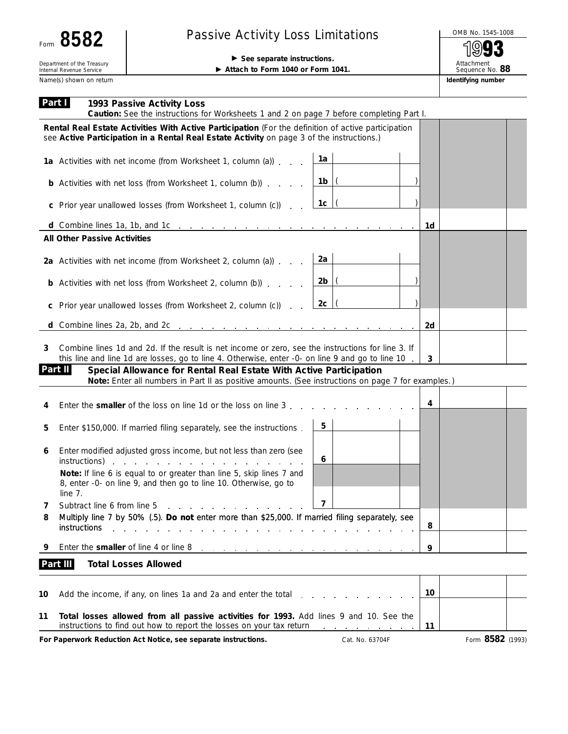Form **8582**

Department of the Treasury
Internal Revenue Service

# Passive Activity Loss Limitations

▶ **See separate instructions.**

▶ **Attach to Form 1040 or Form 1041.**

OMB No. 1545-1008

**1993**

Attachment Sequence No. **88**

Name(s) shown on return | **Identifying number**

## Part I 1993 Passive Activity Loss

**Caution:** See the instructions for Worksheets 1 and 2 on page 7 before completing Part I.

**Rental Real Estate Activities With Active Participation** (For the definition of active participation see **Active Participation in a Rental Real Estate Activity** on page 3 of the instructions.)

| | | | | | |
|---|---|---|---|---|---|
| **1a** | Activities with net income (from Worksheet 1, column (a)) | 1a | | | |
| **b** | Activities with net loss (from Worksheet 1, column (b)) | 1b | ( ) | | |
| **c** | Prior year unallowed losses (from Worksheet 1, column (c)) | 1c | ( ) | | |
| **d** | Combine lines 1a, 1b, and 1c | | | 1d | |

**All Other Passive Activities**

| | | | | | |
|---|---|---|---|---|---|
| **2a** | Activities with net income (from Worksheet 2, column (a)) | 2a | | | |
| **b** | Activities with net loss (from Worksheet 2, column (b)) | 2b | ( ) | | |
| **c** | Prior year unallowed losses (from Worksheet 2, column (c)) | 2c | ( ) | | |
| **d** | Combine lines 2a, 2b, and 2c | | | 2d | |
| **3** | Combine lines 1d and 2d. If the result is net income or zero, see the instructions for line 3. If this line and line 1d are losses, go to line 4. Otherwise, enter -0- on line 9 and go to line 10 | | | 3 | |

## Part II Special Allowance for Rental Real Estate With Active Participation

**Note:** Enter all numbers in Part II as positive amounts. (See instructions on page 7 for examples.)

| | | | | | |
|---|---|---|---|---|---|
| **4** | Enter the **smaller** of the loss on line 1d or the loss on line 3 | | | 4 | |
| **5** | Enter $150,000. If married filing separately, see the instructions | 5 | | | |
| **6** | Enter modified adjusted gross income, but not less than zero (see instructions) | 6 | | | |
| | **Note:** If line 6 is equal to or greater than line 5, skip lines 7 and 8, enter -0- on line 9, and then go to line 10. Otherwise, go to line 7. | | | | |
| **7** | Subtract line 6 from line 5 | 7 | | | |
| **8** | Multiply line 7 by 50% (.5). **Do not** enter more than $25,000. If married filing separately, see instructions | | | 8 | |
| **9** | Enter the **smaller** of line 4 or line 8 | | | 9 | |

## Part III Total Losses Allowed

| | | | |
|---|---|---|---|
| **10** | Add the income, if any, on lines 1a and 2a and enter the total | 10 | |
| **11** | **Total losses allowed from all passive activities for 1993.** Add lines 9 and 10. See the instructions to find out how to report the losses on your tax return | 11 | |

**For Paperwork Reduction Act Notice, see separate instructions.** Cat. No. 63704F Form **8582** (1993)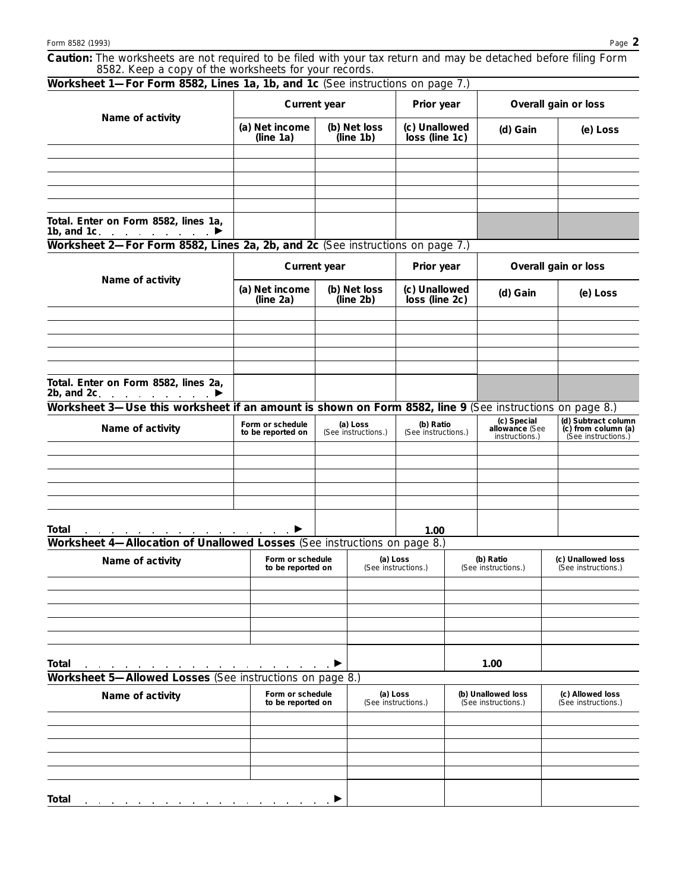**Caution:** The worksheets are not required to be filed with your tax return and may be detached before filing Form 8582. Keep a copy of the worksheets for your records.

**Worksheet 1—For Form 8582, Lines 1a, 1b, and 1c** (See instructions on page 7.)

| Name of activity | Current year | | Prior year | Overall gain or loss | |
|---|---|---|---|---|---|
| | (a) Net income (line 1a) | (b) Net loss (line 1b) | (c) Unallowed loss (line 1c) | (d) Gain | (e) Loss |
| | | | | | |
| | | | | | |
| | | | | | |
| | | | | | |
| | | | | | |
| **Total.** Enter on Form 8582, lines 1a, 1b, and 1c ▶ | | | | | |

**Worksheet 2—For Form 8582, Lines 2a, 2b, and 2c** (See instructions on page 7.)

| Name of activity | Current year | | Prior year | Overall gain or loss | |
|---|---|---|---|---|---|
| | (a) Net income (line 2a) | (b) Net loss (line 2b) | (c) Unallowed loss (line 2c) | (d) Gain | (e) Loss |
| | | | | | |
| | | | | | |
| | | | | | |
| | | | | | |
| | | | | | |
| **Total.** Enter on Form 8582, lines 2a, 2b, and 2c ▶ | | | | | |

**Worksheet 3—Use this worksheet if an amount is shown on Form 8582, line 9** (See instructions on page 8.)

| Name of activity | Form or schedule to be reported on | (a) Loss (See instructions.) | (b) Ratio (See instructions.) | (c) Special allowance (See instructions.) | (d) Subtract column (c) from column (a) (See instructions.) |
|---|---|---|---|---|---|
| | | | | | |
| | | | | | |
| | | | | | |
| | | | | | |
| | | | | | |
| **Total** ▶ | | | 1.00 | | |

**Worksheet 4—Allocation of Unallowed Losses** (See instructions on page 8.)

| Name of activity | Form or schedule to be reported on | (a) Loss (See instructions.) | (b) Ratio (See instructions.) | (c) Unallowed loss (See instructions.) |
|---|---|---|---|---|
| | | | | |
| | | | | |
| | | | | |
| | | | | |
| | | | | |
| **Total** ▶ | | | 1.00 | |

**Worksheet 5—Allowed Losses** (See instructions on page 8.)

| Name of activity | Form or schedule to be reported on | (a) Loss (See instructions.) | (b) Unallowed loss (See instructions.) | (c) Allowed loss (See instructions.) |
|---|---|---|---|---|
| | | | | |
| | | | | |
| | | | | |
| | | | | |
| | | | | |
| **Total** ▶ | | | | |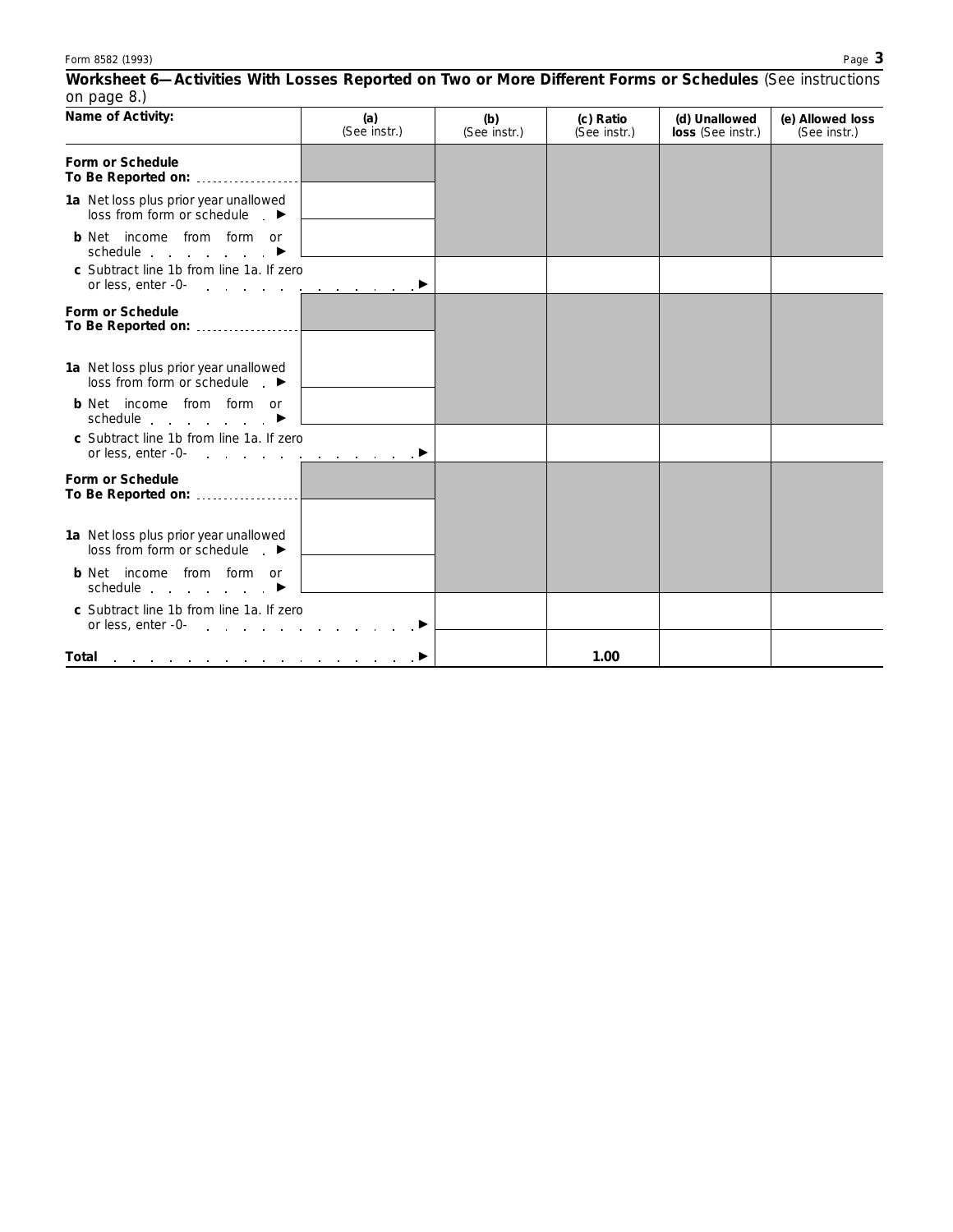## Worksheet 6—Activities With Losses Reported on Two or More Different Forms or Schedules (See instructions on page 8.)

| Name of Activity: | (a) (See instr.) | (b) (See instr.) | (c) Ratio (See instr.) | (d) Unallowed loss (See instr.) | (e) Allowed loss (See instr.) |
|---|---|---|---|---|---|
| **Form or Schedule To Be Reported on:** | | | | | |
| 1a Net loss plus prior year unallowed loss from form or schedule ▶ | | | | | |
| b Net income from form or schedule ▶ | | | | | |
| c Subtract line 1b from line 1a. If zero or less, enter -0- ▶ | | | | | |
| **Form or Schedule To Be Reported on:** | | | | | |
| 1a Net loss plus prior year unallowed loss from form or schedule ▶ | | | | | |
| b Net income from form or schedule ▶ | | | | | |
| c Subtract line 1b from line 1a. If zero or less, enter -0- ▶ | | | | | |
| **Form or Schedule To Be Reported on:** | | | | | |
| 1a Net loss plus prior year unallowed loss from form or schedule ▶ | | | | | |
| b Net income from form or schedule ▶ | | | | | |
| c Subtract line 1b from line 1a. If zero or less, enter -0- ▶ | | | | | |
| **Total** ▶ | | | 1.00 | | |